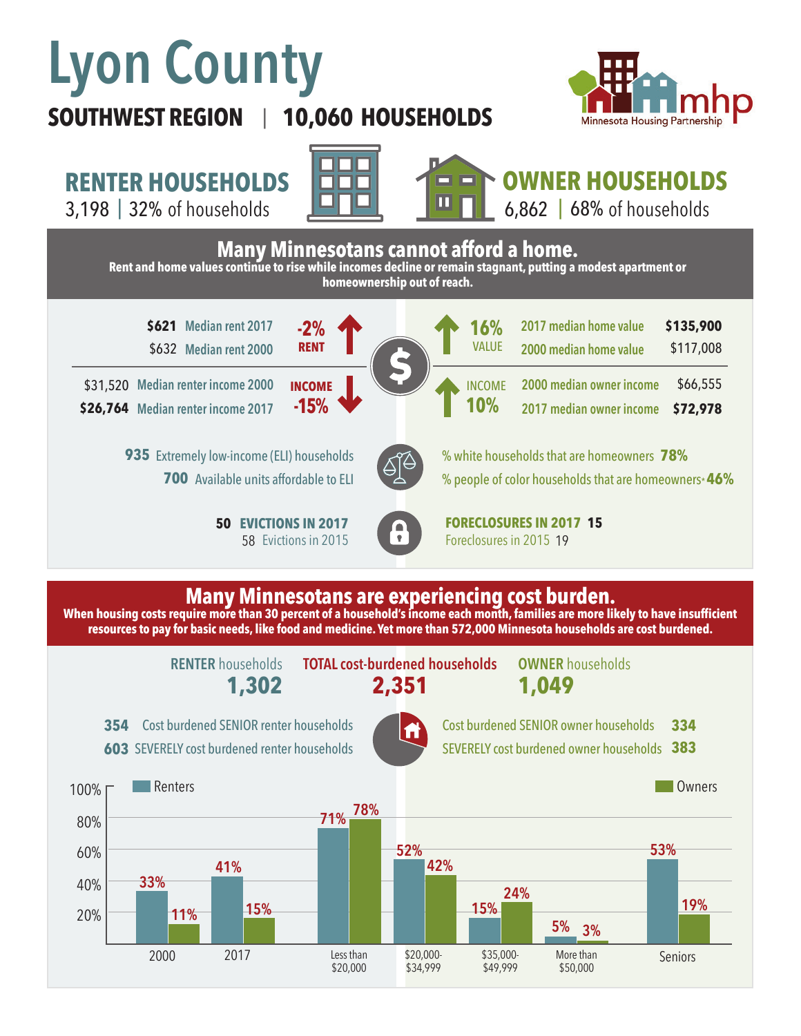# Lyon County

**SOUTHWEST REGION | 10,060 HOUSEHOLDS**

Minnesota Housing Partnership

## RENTER HOUSEHOLDS

3,198 | 32% of households

## OWNER HOUSEHOLDS

6,862 | 68% of households

## Many Minnesotans cannot afford a home.

**Rent and home values continue to rise while incomes decline or remain stagnant, putting a modest apartment or homeownership out of reach.**

**$621** Median rent 2017
$632 Median rent 2000
**-2% RENT**

$31,520 Median renter income 2000
**$26,764** Median renter income 2017
**INCOME -15%**

**16% VALUE**
2017 median home value **$135,900**
2000 median home value $117,008

**INCOME 10%**
2000 median owner income $66,555
2017 median owner income **$72,978**

**935** Extremely low-income (ELI) households
**700** Available units affordable to ELI

% white households that are homeowners **78%**
% people of color households that are homeowners* **46%**

**50 EVICTIONS IN 2017**
58 Evictions in 2015

**FORECLOSURES IN 2017 15**
Foreclosures in 2015 19

## Many Minnesotans are experiencing cost burden.

**When housing costs require more than 30 percent of a household's income each month, families are more likely to have insufficient resources to pay for basic needs, like food and medicine. Yet more than 572,000 Minnesota households are cost burdened.**

| RENTER households | TOTAL cost-burdened households | OWNER households |
|---|---|---|
| **1,302** | **2,351** | **1,049** |

**354** Cost burdened SENIOR renter households
**603** SEVERELY cost burdened renter households

Cost burdened SENIOR owner households **334**
SEVERELY cost burdened owner households **383**

| | Renters | Owners |
|---|---|---|
| 2000 | 33% | 11% |
| 2017 | 41% | 15% |
| Less than $20,000 | 71% | 78% |
| $20,000-$34,999 | 52% | 42% |
| $35,000-$49,999 | 15% | 24% |
| More than $50,000 | 5% | 3% |
| Seniors | 53% | 19% |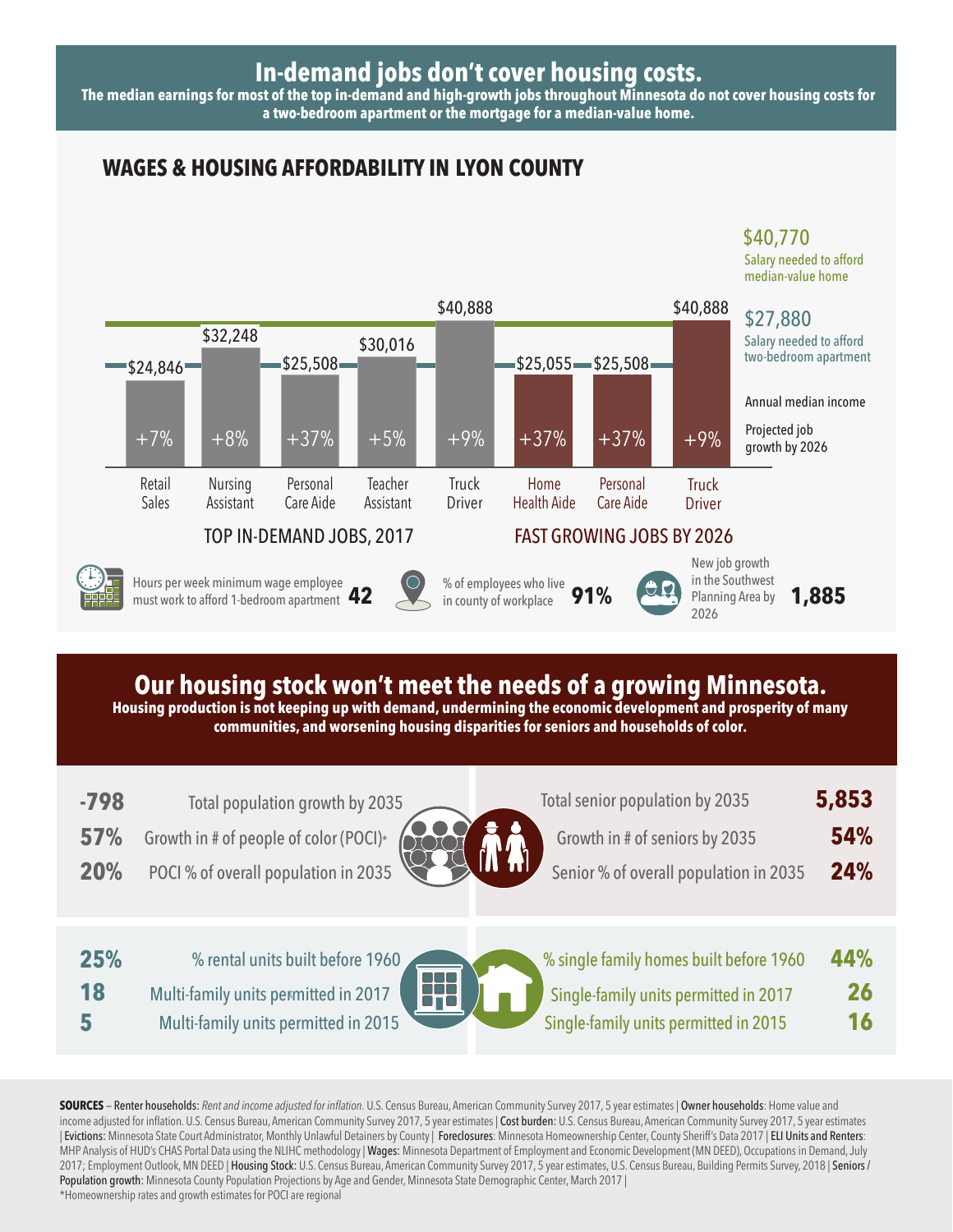# In-demand jobs don't cover housing costs.

**The median earnings for most of the top in-demand and high-growth jobs throughout Minnesota do not cover housing costs for a two-bedroom apartment or the mortgage for a median-value home.**

## WAGES & HOUSING AFFORDABILITY IN LYON COUNTY

$40,770
Salary needed to afford median-value home

$27,880
Salary needed to afford two-bedroom apartment

Annual median income

Projected job growth by 2026

TOP IN-DEMAND JOBS, 2017

Retail Sales: $24,846, +7%
Nursing Assistant: $32,248, +8%
Personal Care Aide: $25,508, +37%
Teacher Assistant: $30,016, +5%
Truck Driver: $40,888, +9%

FAST GROWING JOBS BY 2026

Home Health Aide: $25,055, +37%
Personal Care Aide: $25,508, +37%
Truck Driver: $40,888, +9%

Hours per week minimum wage employee must work to afford 1-bedroom apartment **42**

% of employees who live in county of workplace **91%**

New job growth in the Southwest Planning Area by 2026 **1,885**

# Our housing stock won't meet the needs of a growing Minnesota.

**Housing production is not keeping up with demand, undermining the economic development and prosperity of many communities, and worsening housing disparities for seniors and households of color.**

**-798** Total population growth by 2035

**57%** Growth in # of people of color (POCI)*

**20%** POCI % of overall population in 2035

Total senior population by 2035 **5,853**

Growth in # of seniors by 2035 **54%**

Senior % of overall population in 2035 **24%**

**25%** % rental units built before 1960

**18** Multi-family units permitted in 2017

**5** Multi-family units permitted in 2015

% single family homes built before 1960 **44%**

Single-family units permitted in 2017 **26**

Single-family units permitted in 2015 **16**

**SOURCES** – Renter households: *Rent and income adjusted for inflation.* U.S. Census Bureau, American Community Survey 2017, 5 year estimates | Owner households: Home value and income adjusted for inflation. U.S. Census Bureau, American Community Survey 2017, 5 year estimates | Cost burden: U.S. Census Bureau, American Community Survey 2017, 5 year estimates | Evictions: Minnesota State Court Administrator, Monthly Unlawful Detainers by County | Foreclosures: Minnesota Homeownership Center, County Sheriff's Data 2017 | ELI Units and Renters: MHP Analysis of HUD's CHAS Portal Data using the NLIHC methodology | Wages: Minnesota Department of Employment and Economic Development (MN DEED), Occupations in Demand, July 2017; Employment Outlook, MN DEED | Housing Stock: U.S. Census Bureau, American Community Survey 2017, 5 year estimates, U.S. Census Bureau, Building Permits Survey, 2018 | Seniors / Population growth: Minnesota County Population Projections by Age and Gender, Minnesota State Demographic Center, March 2017 |
*Homeownership rates and growth estimates for POCI are regional